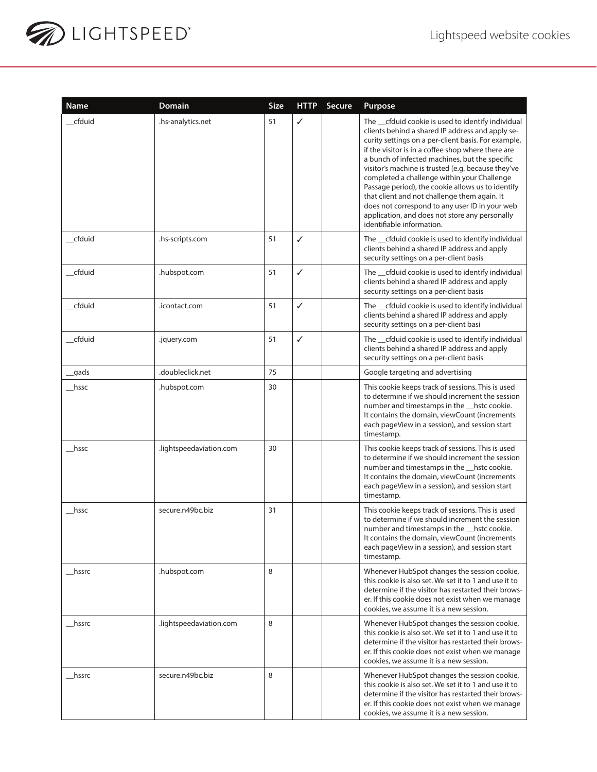| Name | Domain | Size | HTTP | Secure | Purpose |
| --- | --- | --- | --- | --- | --- |
| __cfduid | .hs-analytics.net | 51 | ✓ | | The __cfduid cookie is used to identify individual clients behind a shared IP address and apply security settings on a per-client basis. For example, if the visitor is in a coffee shop where there are a bunch of infected machines, but the specific visitor's machine is trusted (e.g. because they've completed a challenge within your Challenge Passage period), the cookie allows us to identify that client and not challenge them again. It does not correspond to any user ID in your web application, and does not store any personally identifiable information. |
| __cfduid | .hs-scripts.com | 51 | ✓ | | The __cfduid cookie is used to identify individual clients behind a shared IP address and apply security settings on a per-client basis |
| __cfduid | .hubspot.com | 51 | ✓ | | The __cfduid cookie is used to identify individual clients behind a shared IP address and apply security settings on a per-client basis |
| __cfduid | .icontact.com | 51 | ✓ | | The __cfduid cookie is used to identify individual clients behind a shared IP address and apply security settings on a per-client basi |
| __cfduid | .jquery.com | 51 | ✓ | | The __cfduid cookie is used to identify individual clients behind a shared IP address and apply security settings on a per-client basis |
| __gads | .doubleclick.net | 75 | | | Google targeting and advertising |
| __hssc | .hubspot.com | 30 | | | This cookie keeps track of sessions. This is used to determine if we should increment the session number and timestamps in the __hstc cookie. It contains the domain, viewCount (increments each pageView in a session), and session start timestamp. |
| __hssc | .lightspeedaviation.com | 30 | | | This cookie keeps track of sessions. This is used to determine if we should increment the session number and timestamps in the __hstc cookie. It contains the domain, viewCount (increments each pageView in a session), and session start timestamp. |
| __hssc | secure.n49bc.biz | 31 | | | This cookie keeps track of sessions. This is used to determine if we should increment the session number and timestamps in the __hstc cookie. It contains the domain, viewCount (increments each pageView in a session), and session start timestamp. |
| __hssrc | .hubspot.com | 8 | | | Whenever HubSpot changes the session cookie, this cookie is also set. We set it to 1 and use it to determine if the visitor has restarted their browser. If this cookie does not exist when we manage cookies, we assume it is a new session. |
| __hssrc | .lightspeedaviation.com | 8 | | | Whenever HubSpot changes the session cookie, this cookie is also set. We set it to 1 and use it to determine if the visitor has restarted their browser. If this cookie does not exist when we manage cookies, we assume it is a new session. |
| __hssrc | secure.n49bc.biz | 8 | | | Whenever HubSpot changes the session cookie, this cookie is also set. We set it to 1 and use it to determine if the visitor has restarted their browser. If this cookie does not exist when we manage cookies, we assume it is a new session. |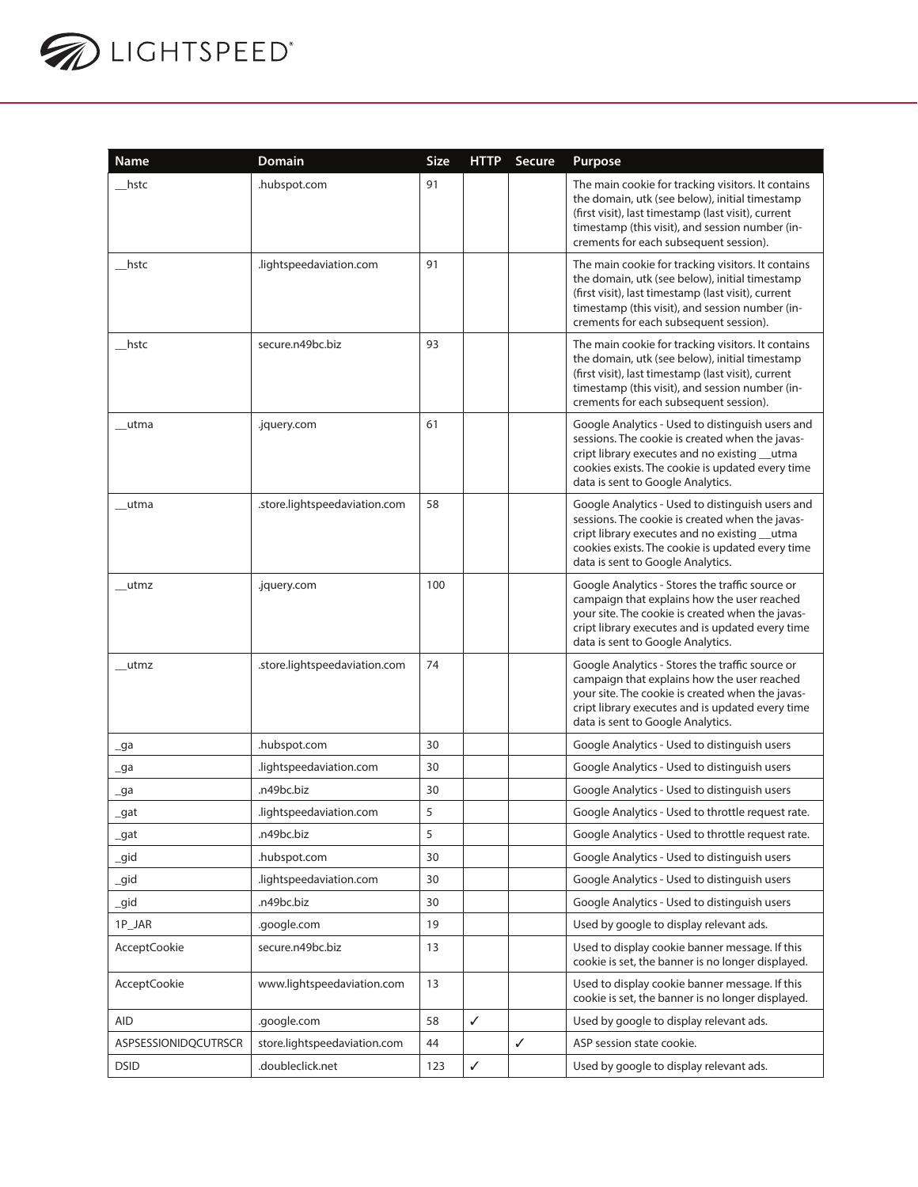| Name | Domain | Size | HTTP | Secure | Purpose |
|---|---|---|---|---|---|
| __hstc | .hubspot.com | 91 | | | The main cookie for tracking visitors. It contains the domain, utk (see below), initial timestamp (first visit), last timestamp (last visit), current timestamp (this visit), and session number (increments for each subsequent session). |
| __hstc | .lightspeedaviation.com | 91 | | | The main cookie for tracking visitors. It contains the domain, utk (see below), initial timestamp (first visit), last timestamp (last visit), current timestamp (this visit), and session number (increments for each subsequent session). |
| __hstc | secure.n49bc.biz | 93 | | | The main cookie for tracking visitors. It contains the domain, utk (see below), initial timestamp (first visit), last timestamp (last visit), current timestamp (this visit), and session number (increments for each subsequent session). |
| __utma | .jquery.com | 61 | | | Google Analytics - Used to distinguish users and sessions. The cookie is created when the javascript library executes and no existing __utma cookies exists. The cookie is updated every time data is sent to Google Analytics. |
| __utma | .store.lightspeedaviation.com | 58 | | | Google Analytics - Used to distinguish users and sessions. The cookie is created when the javascript library executes and no existing __utma cookies exists. The cookie is updated every time data is sent to Google Analytics. |
| __utmz | .jquery.com | 100 | | | Google Analytics - Stores the traffic source or campaign that explains how the user reached your site. The cookie is created when the javascript library executes and is updated every time data is sent to Google Analytics. |
| __utmz | .store.lightspeedaviation.com | 74 | | | Google Analytics - Stores the traffic source or campaign that explains how the user reached your site. The cookie is created when the javascript library executes and is updated every time data is sent to Google Analytics. |
| _ga | .hubspot.com | 30 | | | Google Analytics - Used to distinguish users |
| _ga | .lightspeedaviation.com | 30 | | | Google Analytics - Used to distinguish users |
| _ga | .n49bc.biz | 30 | | | Google Analytics - Used to distinguish users |
| _gat | .lightspeedaviation.com | 5 | | | Google Analytics - Used to throttle request rate. |
| _gat | .n49bc.biz | 5 | | | Google Analytics - Used to throttle request rate. |
| _gid | .hubspot.com | 30 | | | Google Analytics - Used to distinguish users |
| _gid | .lightspeedaviation.com | 30 | | | Google Analytics - Used to distinguish users |
| _gid | .n49bc.biz | 30 | | | Google Analytics - Used to distinguish users |
| 1P_JAR | .google.com | 19 | | | Used by google to display relevant ads. |
| AcceptCookie | secure.n49bc.biz | 13 | | | Used to display cookie banner message. If this cookie is set, the banner is no longer displayed. |
| AcceptCookie | www.lightspeedaviation.com | 13 | | | Used to display cookie banner message. If this cookie is set, the banner is no longer displayed. |
| AID | .google.com | 58 | ✓ | | Used by google to display relevant ads. |
| ASPSESSIONIDQCUTRSCR | store.lightspeedaviation.com | 44 | | ✓ | ASP session state cookie. |
| DSID | .doubleclick.net | 123 | ✓ | | Used by google to display relevant ads. |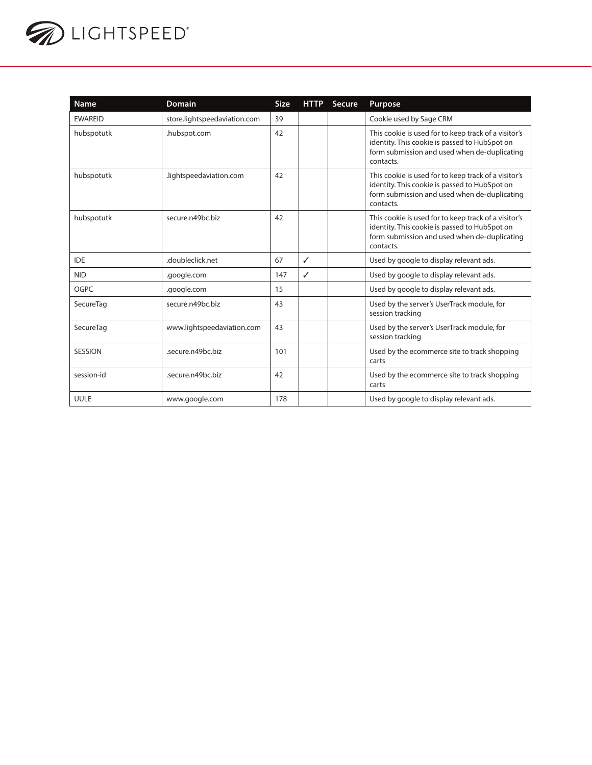| Name | Domain | Size | HTTP | Secure | Purpose |
|---|---|---|---|---|---|
| EWAREID | store.lightspeedaviation.com | 39 | | | Cookie used by Sage CRM |
| hubspotutk | .hubspot.com | 42 | | | This cookie is used for to keep track of a visitor's identity. This cookie is passed to HubSpot on form submission and used when de-duplicating contacts. |
| hubspotutk | .lightspeedaviation.com | 42 | | | This cookie is used for to keep track of a visitor's identity. This cookie is passed to HubSpot on form submission and used when de-duplicating contacts. |
| hubspotutk | secure.n49bc.biz | 42 | | | This cookie is used for to keep track of a visitor's identity. This cookie is passed to HubSpot on form submission and used when de-duplicating contacts. |
| IDE | .doubleclick.net | 67 | ✓ | | Used by google to display relevant ads. |
| NID | .google.com | 147 | ✓ | | Used by google to display relevant ads. |
| OGPC | .google.com | 15 | | | Used by google to display relevant ads. |
| SecureTag | secure.n49bc.biz | 43 | | | Used by the server's UserTrack module, for session tracking |
| SecureTag | www.lightspeedaviation.com | 43 | | | Used by the server's UserTrack module, for session tracking |
| SESSION | .secure.n49bc.biz | 101 | | | Used by the ecommerce site to track shopping carts |
| session-id | .secure.n49bc.biz | 42 | | | Used by the ecommerce site to track shopping carts |
| UULE | www.google.com | 178 | | | Used by google to display relevant ads. |